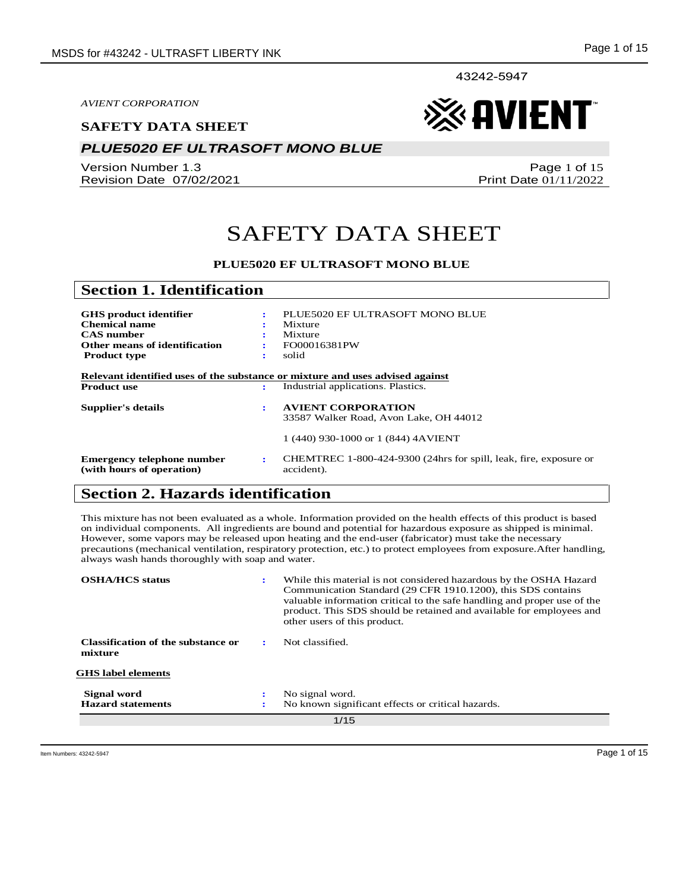43242-5947

*AVIENT CORPORATION*

**SAFETY DATA SHEET**

## *PLUE5020 EF ULTRASOFT MONO BLUE*

Version Number 1.3
Revision Date 07/02/2021

Print Date 01/11/2022

# SAFETY DATA SHEET

**PLUE5020 EF ULTRASOFT MONO BLUE**

## Section 1. Identification

| | | |
|---|---|---|
| **GHS product identifier** | : | PLUE5020 EF ULTRASOFT MONO BLUE |
| **Chemical name** | : | Mixture |
| **CAS number** | : | Mixture |
| **Other means of identification** | : | FO00016381PW |
| **Product type** | : | solid |

**Relevant identified uses of the substance or mixture and uses advised against**

| | | |
|---|---|---|
| **Product use** | : | Industrial applications. Plastics. |
| **Supplier's details** | : | **AVIENT CORPORATION**<br>33587 Walker Road, Avon Lake, OH 44012<br><br>1 (440) 930-1000 or 1 (844) 4AVIENT |
| **Emergency telephone number (with hours of operation)** | : | CHEMTREC 1-800-424-9300 (24hrs for spill, leak, fire, exposure or accident). |

## Section 2. Hazards identification

This mixture has not been evaluated as a whole. Information provided on the health effects of this product is based on individual components. All ingredients are bound and potential for hazardous exposure as shipped is minimal. However, some vapors may be released upon heating and the end-user (fabricator) must take the necessary precautions (mechanical ventilation, respiratory protection, etc.) to protect employees from exposure.After handling, always wash hands thoroughly with soap and water.

| | | |
|---|---|---|
| **OSHA/HCS status** | : | While this material is not considered hazardous by the OSHA Hazard Communication Standard (29 CFR 1910.1200), this SDS contains valuable information critical to the safe handling and proper use of the product. This SDS should be retained and available for employees and other users of this product. |
| **Classification of the substance or mixture** | : | Not classified. |

**GHS label elements**

| | | |
|---|---|---|
| **Signal word** | : | No signal word. |
| **Hazard statements** | : | No known significant effects or critical hazards. |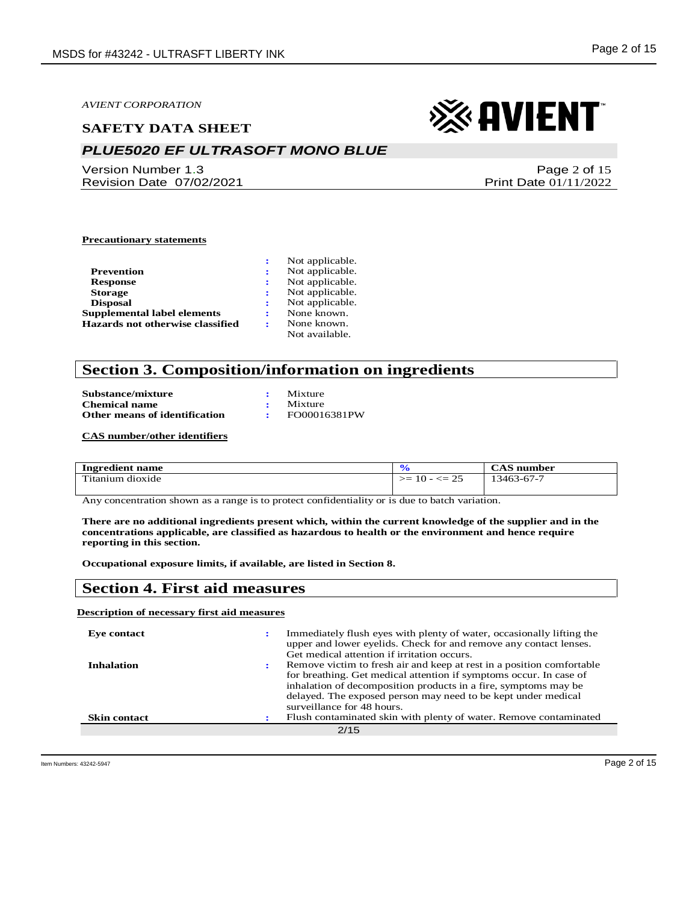**Precautionary statements**

| | | |
|---|---|---|
| | : | Not applicable. |
| **Prevention** | : | Not applicable. |
| **Response** | : | Not applicable. |
| **Storage** | : | Not applicable. |
| **Disposal** | : | Not applicable. |
| **Supplemental label elements** | : | None known. |
| **Hazards not otherwise classified** | : | None known. |
| | | Not available. |

## Section 3. Composition/information on ingredients

| | | |
|---|---|---|
| **Substance/mixture** | : | Mixture |
| **Chemical name** | : | Mixture |
| **Other means of identification** | : | FO00016381PW |

**CAS number/other identifiers**

| Ingredient name | % | CAS number |
|---|---|---|
| Titanium dioxide | >= 10 - <= 25 | 13463-67-7 |

Any concentration shown as a range is to protect confidentiality or is due to batch variation.

**There are no additional ingredients present which, within the current knowledge of the supplier and in the concentrations applicable, are classified as hazardous to health or the environment and hence require reporting in this section.**

**Occupational exposure limits, if available, are listed in Section 8.**

## Section 4. First aid measures

**Description of necessary first aid measures**

| | | |
|---|---|---|
| **Eye contact** | : | Immediately flush eyes with plenty of water, occasionally lifting the upper and lower eyelids. Check for and remove any contact lenses. Get medical attention if irritation occurs. |
| **Inhalation** | : | Remove victim to fresh air and keep at rest in a position comfortable for breathing. Get medical attention if symptoms occur. In case of inhalation of decomposition products in a fire, symptoms may be delayed. The exposed person may need to be kept under medical surveillance for 48 hours. |
| **Skin contact** | : | Flush contaminated skin with plenty of water. Remove contaminated |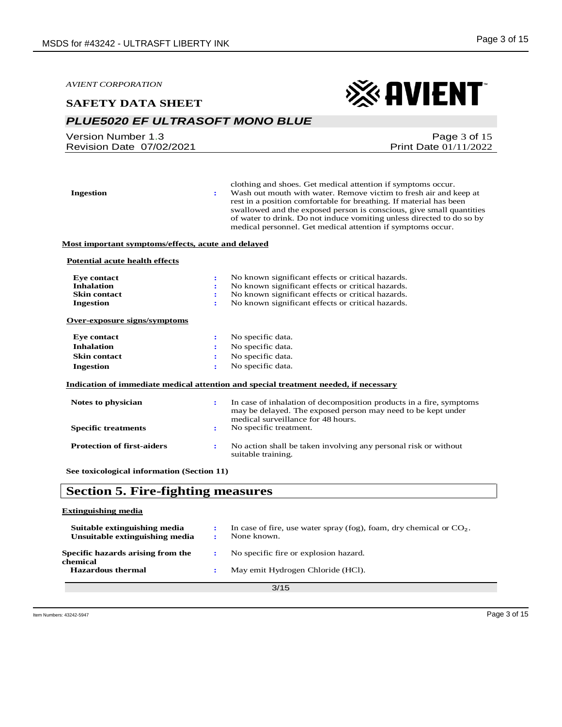| | | |
|---|---|---|
| | | clothing and shoes. Get medical attention if symptoms occur. |
| **Ingestion** | : | Wash out mouth with water. Remove victim to fresh air and keep at rest in a position comfortable for breathing. If material has been swallowed and the exposed person is conscious, give small quantities of water to drink. Do not induce vomiting unless directed to do so by medical personnel. Get medical attention if symptoms occur. |

**Most important symptoms/effects, acute and delayed**

**Potential acute health effects**

| | | |
|---|---|---|
| **Eye contact** | : | No known significant effects or critical hazards. |
| **Inhalation** | : | No known significant effects or critical hazards. |
| **Skin contact** | : | No known significant effects or critical hazards. |
| **Ingestion** | : | No known significant effects or critical hazards. |

**Over-exposure signs/symptoms**

| | | |
|---|---|---|
| **Eye contact** | : | No specific data. |
| **Inhalation** | : | No specific data. |
| **Skin contact** | : | No specific data. |
| **Ingestion** | : | No specific data. |

**Indication of immediate medical attention and special treatment needed, if necessary**

| | | |
|---|---|---|
| **Notes to physician** | : | In case of inhalation of decomposition products in a fire, symptoms may be delayed. The exposed person may need to be kept under medical surveillance for 48 hours. |
| **Specific treatments** | : | No specific treatment. |
| **Protection of first-aiders** | : | No action shall be taken involving any personal risk or without suitable training. |

**See toxicological information (Section 11)**

## Section 5. Fire-fighting measures

**Extinguishing media**

| | | |
|---|---|---|
| **Suitable extinguishing media** | : | In case of fire, use water spray (fog), foam, dry chemical or $CO_2$. |
| **Unsuitable extinguishing media** | : | None known. |
| **Specific hazards arising from the chemical** | : | No specific fire or explosion hazard. |
| **Hazardous thermal** | : | May emit Hydrogen Chloride (HCl). |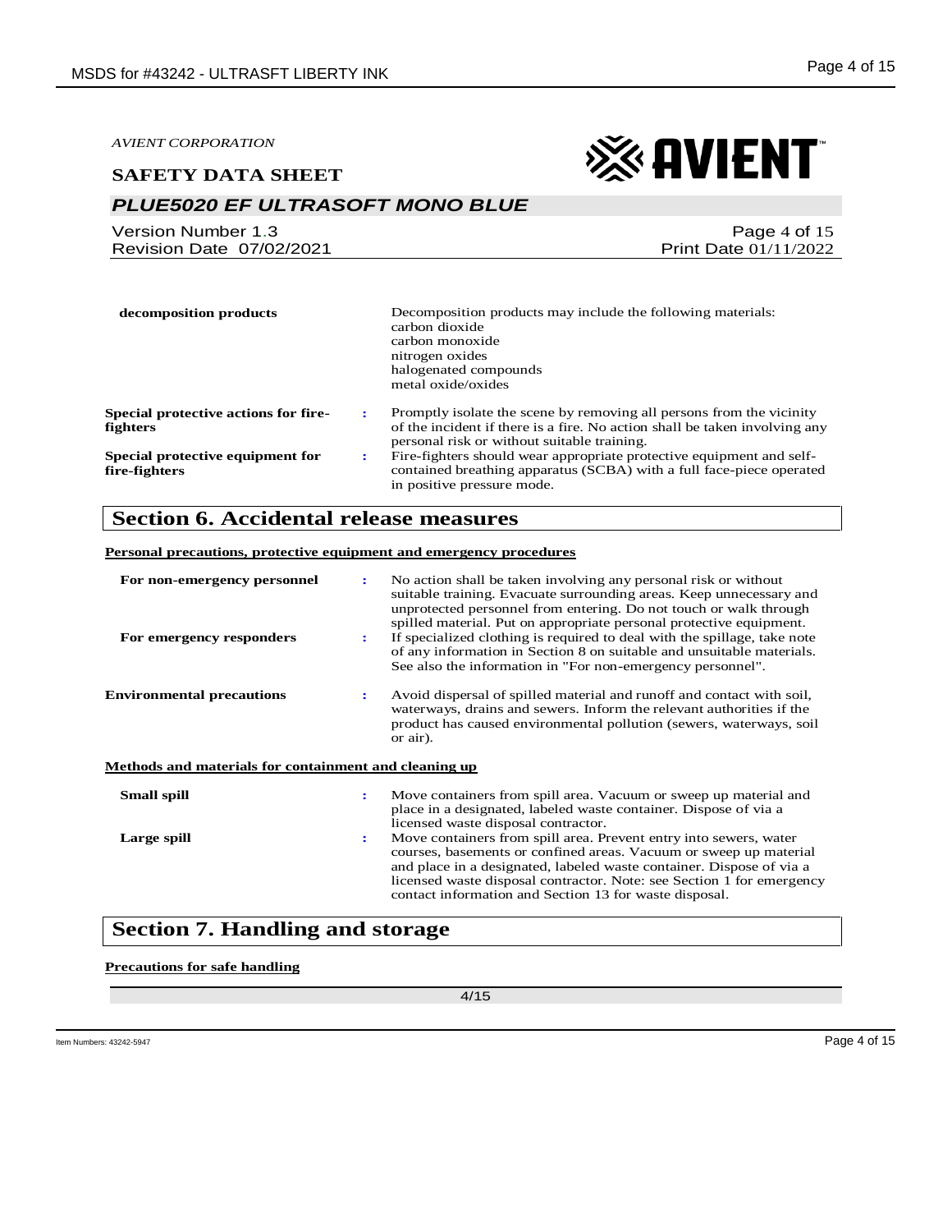| | | |
|---|---|---|
| **decomposition products** | | Decomposition products may include the following materials: carbon dioxide carbon monoxide nitrogen oxides halogenated compounds metal oxide/oxides |
| **Special protective actions for fire-fighters** | : | Promptly isolate the scene by removing all persons from the vicinity of the incident if there is a fire. No action shall be taken involving any personal risk or without suitable training. |
| **Special protective equipment for fire-fighters** | : | Fire-fighters should wear appropriate protective equipment and self-contained breathing apparatus (SCBA) with a full face-piece operated in positive pressure mode. |

## Section 6. Accidental release measures

**Personal precautions, protective equipment and emergency procedures**

| | | |
|---|---|---|
| **For non-emergency personnel** | : | No action shall be taken involving any personal risk or without suitable training. Evacuate surrounding areas. Keep unnecessary and unprotected personnel from entering. Do not touch or walk through spilled material. Put on appropriate personal protective equipment. |
| **For emergency responders** | : | If specialized clothing is required to deal with the spillage, take note of any information in Section 8 on suitable and unsuitable materials. See also the information in "For non-emergency personnel". |
| **Environmental precautions** | : | Avoid dispersal of spilled material and runoff and contact with soil, waterways, drains and sewers. Inform the relevant authorities if the product has caused environmental pollution (sewers, waterways, soil or air). |

**Methods and materials for containment and cleaning up**

| | | |
|---|---|---|
| **Small spill** | : | Move containers from spill area. Vacuum or sweep up material and place in a designated, labeled waste container. Dispose of via a licensed waste disposal contractor. |
| **Large spill** | : | Move containers from spill area. Prevent entry into sewers, water courses, basements or confined areas. Vacuum or sweep up material and place in a designated, labeled waste container. Dispose of via a licensed waste disposal contractor. Note: see Section 1 for emergency contact information and Section 13 for waste disposal. |

## Section 7. Handling and storage

**Precautions for safe handling**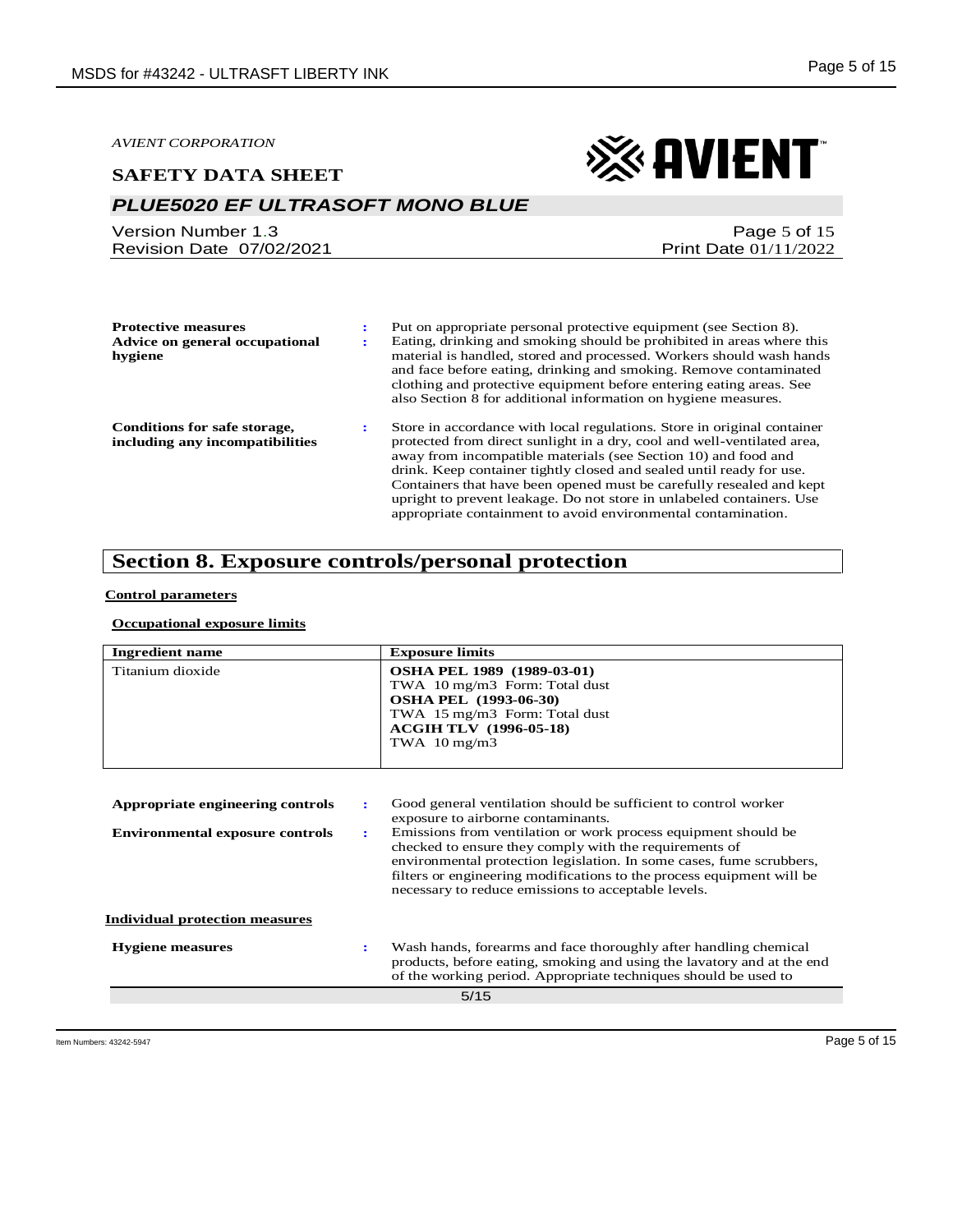**Protective measures** : Put on appropriate personal protective equipment (see Section 8).

**Advice on general occupational hygiene** : Eating, drinking and smoking should be prohibited in areas where this material is handled, stored and processed. Workers should wash hands and face before eating, drinking and smoking. Remove contaminated clothing and protective equipment before entering eating areas. See also Section 8 for additional information on hygiene measures.

**Conditions for safe storage, including any incompatibilities** : Store in accordance with local regulations. Store in original container protected from direct sunlight in a dry, cool and well-ventilated area, away from incompatible materials (see Section 10) and food and drink. Keep container tightly closed and sealed until ready for use. Containers that have been opened must be carefully resealed and kept upright to prevent leakage. Do not store in unlabeled containers. Use appropriate containment to avoid environmental contamination.

## Section 8. Exposure controls/personal protection

**Control parameters**

**Occupational exposure limits**

| Ingredient name | Exposure limits |
|---|---|
| Titanium dioxide | **OSHA PEL 1989 (1989-03-01)**<br>TWA 10 mg/m3 Form: Total dust<br>**OSHA PEL (1993-06-30)**<br>TWA 15 mg/m3 Form: Total dust<br>**ACGIH TLV (1996-05-18)**<br>TWA 10 mg/m3 |

**Appropriate engineering controls** : Good general ventilation should be sufficient to control worker exposure to airborne contaminants.

**Environmental exposure controls** : Emissions from ventilation or work process equipment should be checked to ensure they comply with the requirements of environmental protection legislation. In some cases, fume scrubbers, filters or engineering modifications to the process equipment will be necessary to reduce emissions to acceptable levels.

**Individual protection measures**

**Hygiene measures** : Wash hands, forearms and face thoroughly after handling chemical products, before eating, smoking and using the lavatory and at the end of the working period. Appropriate techniques should be used to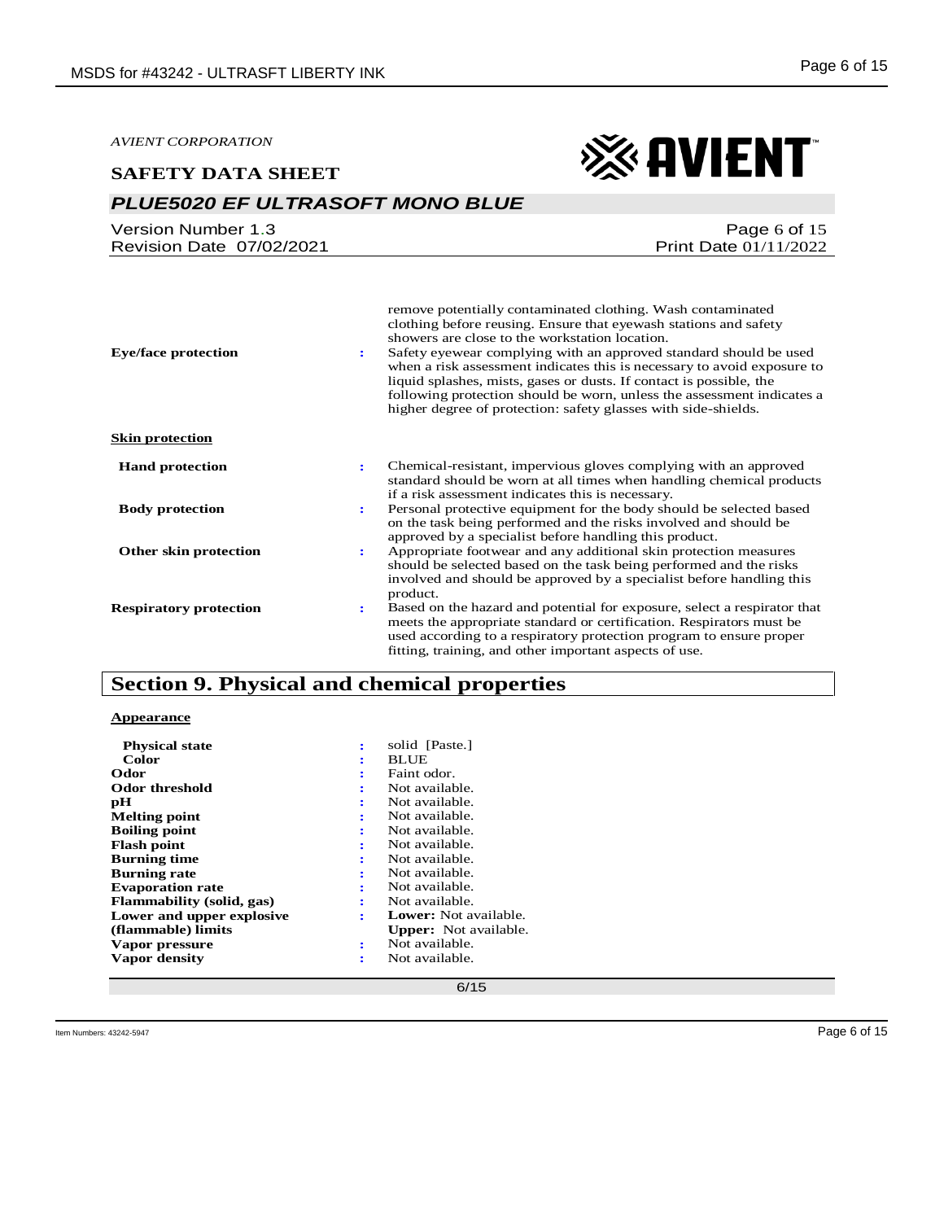remove potentially contaminated clothing. Wash contaminated clothing before reusing. Ensure that eyewash stations and safety showers are close to the workstation location.

| | | |
|---|---|---|
| **Eye/face protection** | : | Safety eyewear complying with an approved standard should be used when a risk assessment indicates this is necessary to avoid exposure to liquid splashes, mists, gases or dusts. If contact is possible, the following protection should be worn, unless the assessment indicates a higher degree of protection: safety glasses with side-shields. |

**Skin protection**

| | | |
|---|---|---|
| **Hand protection** | : | Chemical-resistant, impervious gloves complying with an approved standard should be worn at all times when handling chemical products if a risk assessment indicates this is necessary. |
| **Body protection** | : | Personal protective equipment for the body should be selected based on the task being performed and the risks involved and should be approved by a specialist before handling this product. |
| **Other skin protection** | : | Appropriate footwear and any additional skin protection measures should be selected based on the task being performed and the risks involved and should be approved by a specialist before handling this product. |
| **Respiratory protection** | : | Based on the hazard and potential for exposure, select a respirator that meets the appropriate standard or certification. Respirators must be used according to a respiratory protection program to ensure proper fitting, training, and other important aspects of use. |

## Section 9. Physical and chemical properties

**Appearance**

| | | |
|---|---|---|
| **Physical state** | : | solid [Paste.] |
| **Color** | : | BLUE |
| **Odor** | : | Faint odor. |
| **Odor threshold** | : | Not available. |
| **pH** | : | Not available. |
| **Melting point** | : | Not available. |
| **Boiling point** | : | Not available. |
| **Flash point** | : | Not available. |
| **Burning time** | : | Not available. |
| **Burning rate** | : | Not available. |
| **Evaporation rate** | : | Not available. |
| **Flammability (solid, gas)** | : | Not available. |
| **Lower and upper explosive (flammable) limits** | : | **Lower:** Not available.<br>**Upper:** Not available. |
| **Vapor pressure** | : | Not available. |
| **Vapor density** | : | Not available. |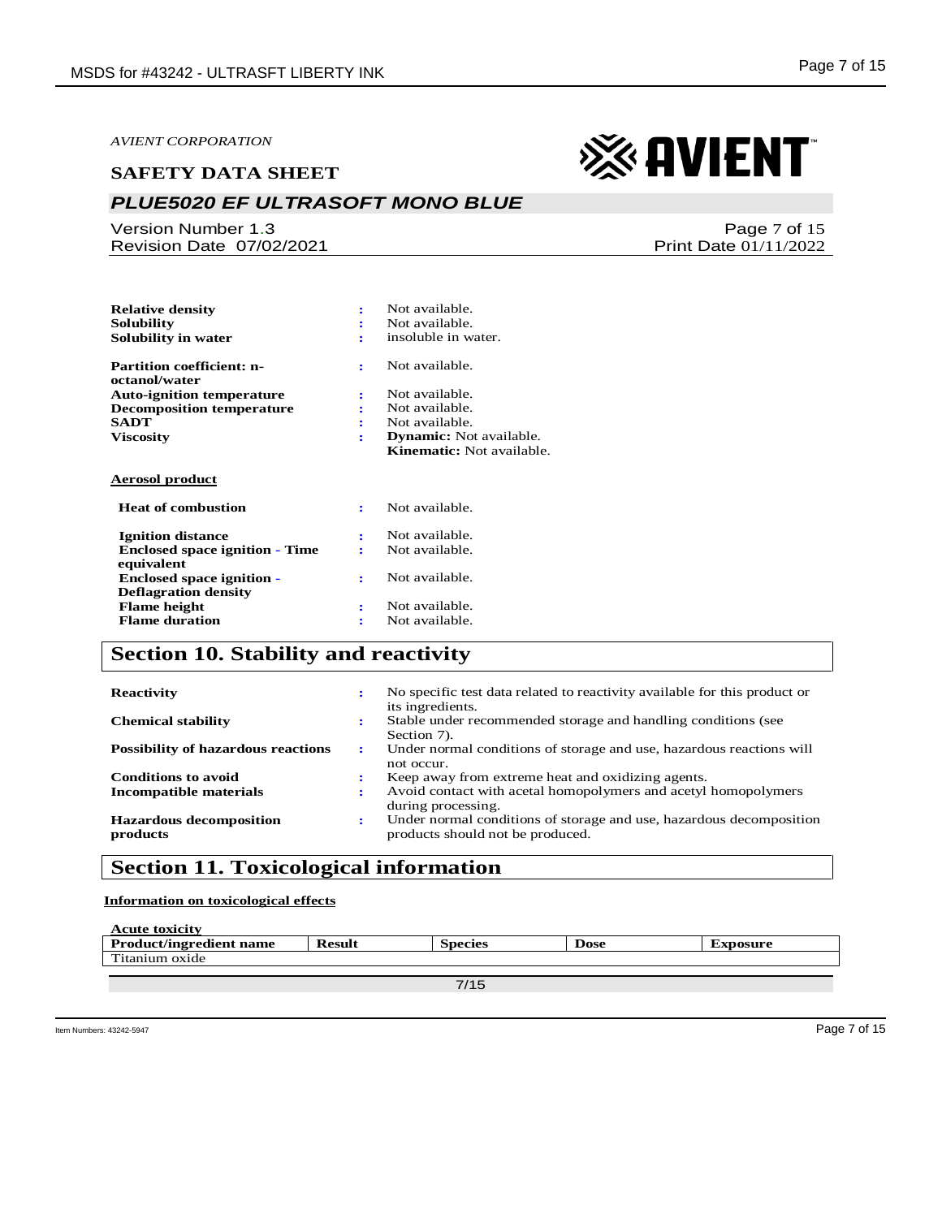AVIENT CORPORATION

**SAFETY DATA SHEET**

## *PLUE5020 EF ULTRASOFT MONO BLUE*

Version Number 1.3
Revision Date 07/02/2021

Print Date 01/11/2022

| | | |
|---|---|---|
| **Relative density** | : | Not available. |
| **Solubility** | : | Not available. |
| **Solubility in water** | : | insoluble in water. |
| **Partition coefficient: n-octanol/water** | : | Not available. |
| **Auto-ignition temperature** | : | Not available. |
| **Decomposition temperature** | : | Not available. |
| **SADT** | : | Not available. |
| **Viscosity** | : | **Dynamic:** Not available.<br>**Kinematic:** Not available. |

**Aerosol product**

| | | |
|---|---|---|
| **Heat of combustion** | : | Not available. |
| **Ignition distance** | : | Not available. |
| **Enclosed space ignition - Time equivalent** | : | Not available. |
| **Enclosed space ignition - Deflagration density** | : | Not available. |
| **Flame height** | : | Not available. |
| **Flame duration** | : | Not available. |

## Section 10. Stability and reactivity

| | | |
|---|---|---|
| **Reactivity** | : | No specific test data related to reactivity available for this product or its ingredients. |
| **Chemical stability** | : | Stable under recommended storage and handling conditions (see Section 7). |
| **Possibility of hazardous reactions** | : | Under normal conditions of storage and use, hazardous reactions will not occur. |
| **Conditions to avoid** | : | Keep away from extreme heat and oxidizing agents. |
| **Incompatible materials** | : | Avoid contact with acetal homopolymers and acetyl homopolymers during processing. |
| **Hazardous decomposition products** | : | Under normal conditions of storage and use, hazardous decomposition products should not be produced. |

## Section 11. Toxicological information

**Information on toxicological effects**

**Acute toxicity**

| Product/ingredient name | Result | Species | Dose | Exposure |
|---|---|---|---|---|
| Titanium oxide | | | | |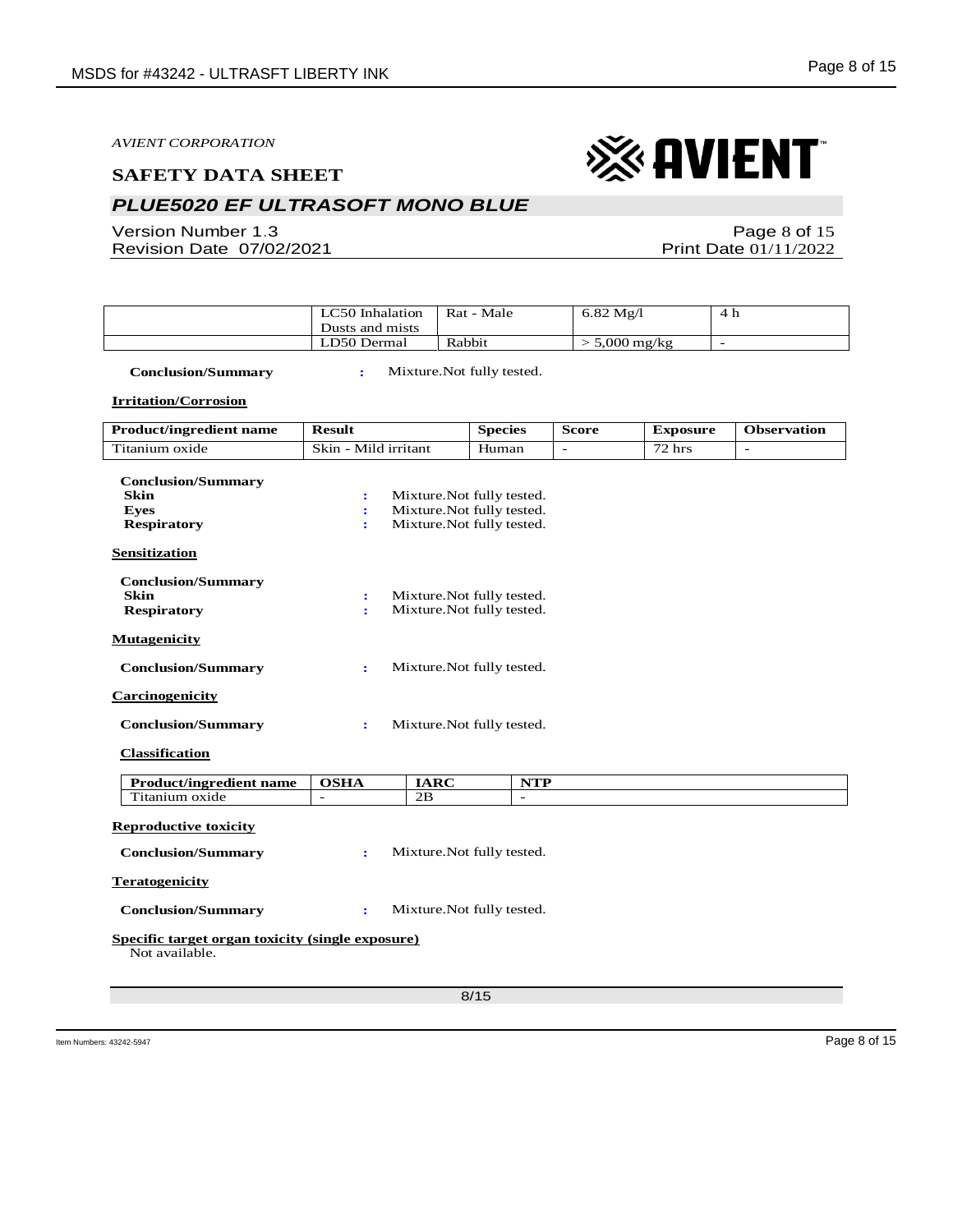|  | LC50 Inhalation Dusts and mists | Rat - Male | 6.82 Mg/l | 4 h |
| --- | --- | --- | --- | --- |
|  | LD50 Dermal | Rabbit | > 5,000 mg/kg | - |

**Conclusion/Summary** : Mixture.Not fully tested.

**Irritation/Corrosion**

| Product/ingredient name | Result | Species | Score | Exposure | Observation |
| --- | --- | --- | --- | --- | --- |
| Titanium oxide | Skin - Mild irritant | Human | - | 72 hrs | - |

**Conclusion/Summary**

**Skin** : Mixture.Not fully tested.
**Eyes** : Mixture.Not fully tested.
**Respiratory** : Mixture.Not fully tested.

**Sensitization**

**Conclusion/Summary**

**Skin** : Mixture.Not fully tested.
**Respiratory** : Mixture.Not fully tested.

**Mutagenicity**

**Conclusion/Summary** : Mixture.Not fully tested.

**Carcinogenicity**

**Conclusion/Summary** : Mixture.Not fully tested.

**Classification**

| Product/ingredient name | OSHA | IARC | NTP |
| --- | --- | --- | --- |
| Titanium oxide | - | 2B | - |

**Reproductive toxicity**

**Conclusion/Summary** : Mixture.Not fully tested.

**Teratogenicity**

**Conclusion/Summary** : Mixture.Not fully tested.

**Specific target organ toxicity (single exposure)**

Not available.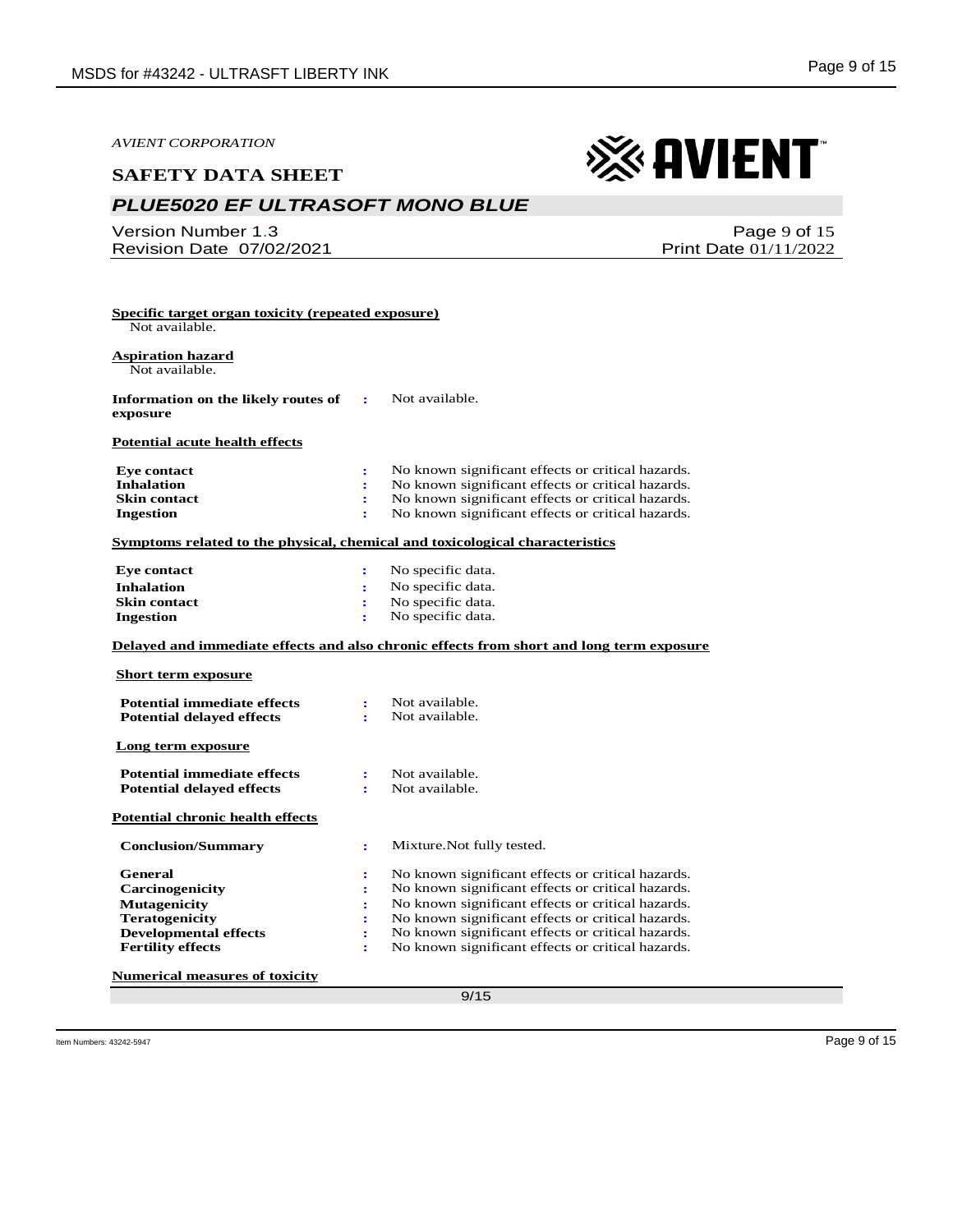## Specific target organ toxicity (repeated exposure)

Not available.

## Aspiration hazard

Not available.

**Information on the likely routes of exposure** : Not available.

## Potential acute health effects

| | | |
|---|---|---|
| **Eye contact** | : | No known significant effects or critical hazards. |
| **Inhalation** | : | No known significant effects or critical hazards. |
| **Skin contact** | : | No known significant effects or critical hazards. |
| **Ingestion** | : | No known significant effects or critical hazards. |

## Symptoms related to the physical, chemical and toxicological characteristics

| | | |
|---|---|---|
| **Eye contact** | : | No specific data. |
| **Inhalation** | : | No specific data. |
| **Skin contact** | : | No specific data. |
| **Ingestion** | : | No specific data. |

## Delayed and immediate effects and also chronic effects from short and long term exposure

### Short term exposure

| | | |
|---|---|---|
| **Potential immediate effects** | : | Not available. |
| **Potential delayed effects** | : | Not available. |

### Long term exposure

| | | |
|---|---|---|
| **Potential immediate effects** | : | Not available. |
| **Potential delayed effects** | : | Not available. |

## Potential chronic health effects

| | | |
|---|---|---|
| **Conclusion/Summary** | : | Mixture.Not fully tested. |
| **General** | : | No known significant effects or critical hazards. |
| **Carcinogenicity** | : | No known significant effects or critical hazards. |
| **Mutagenicity** | : | No known significant effects or critical hazards. |
| **Teratogenicity** | : | No known significant effects or critical hazards. |
| **Developmental effects** | : | No known significant effects or critical hazards. |
| **Fertility effects** | : | No known significant effects or critical hazards. |

## Numerical measures of toxicity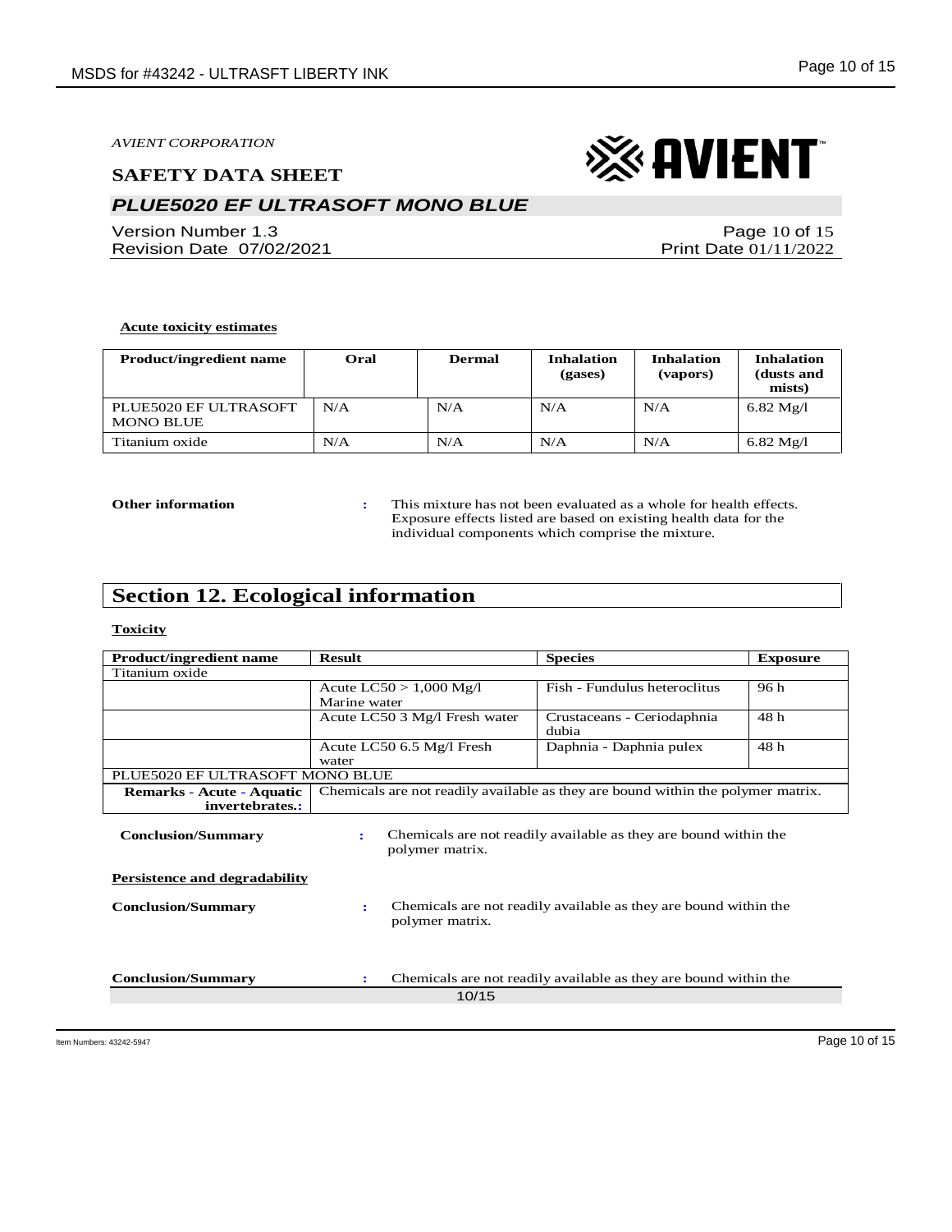**Acute toxicity estimates**

| Product/ingredient name | Oral | Dermal | Inhalation (gases) | Inhalation (vapors) | Inhalation (dusts and mists) |
|---|---|---|---|---|---|
| PLUE5020 EF ULTRASOFT MONO BLUE | N/A | N/A | N/A | N/A | 6.82 Mg/l |
| Titanium oxide | N/A | N/A | N/A | N/A | 6.82 Mg/l |

**Other information** : This mixture has not been evaluated as a whole for health effects. Exposure effects listed are based on existing health data for the individual components which comprise the mixture.

## Section 12. Ecological information

**Toxicity**

| Product/ingredient name | Result | Species | Exposure |
|---|---|---|---|
| Titanium oxide | | | |
| | Acute LC50 > 1,000 Mg/l Marine water | Fish - Fundulus heteroclitus | 96 h |
| | Acute LC50 3 Mg/l Fresh water | Crustaceans - Ceriodaphnia dubia | 48 h |
| | Acute LC50 6.5 Mg/l Fresh water | Daphnia - Daphnia pulex | 48 h |
| PLUE5020 EF ULTRASOFT MONO BLUE | | | |
| **Remarks - Acute - Aquatic invertebrates.:** | Chemicals are not readily available as they are bound within the polymer matrix. | | |

**Conclusion/Summary** : Chemicals are not readily available as they are bound within the polymer matrix.

**Persistence and degradability**

**Conclusion/Summary** : Chemicals are not readily available as they are bound within the polymer matrix.

**Conclusion/Summary** : Chemicals are not readily available as they are bound within the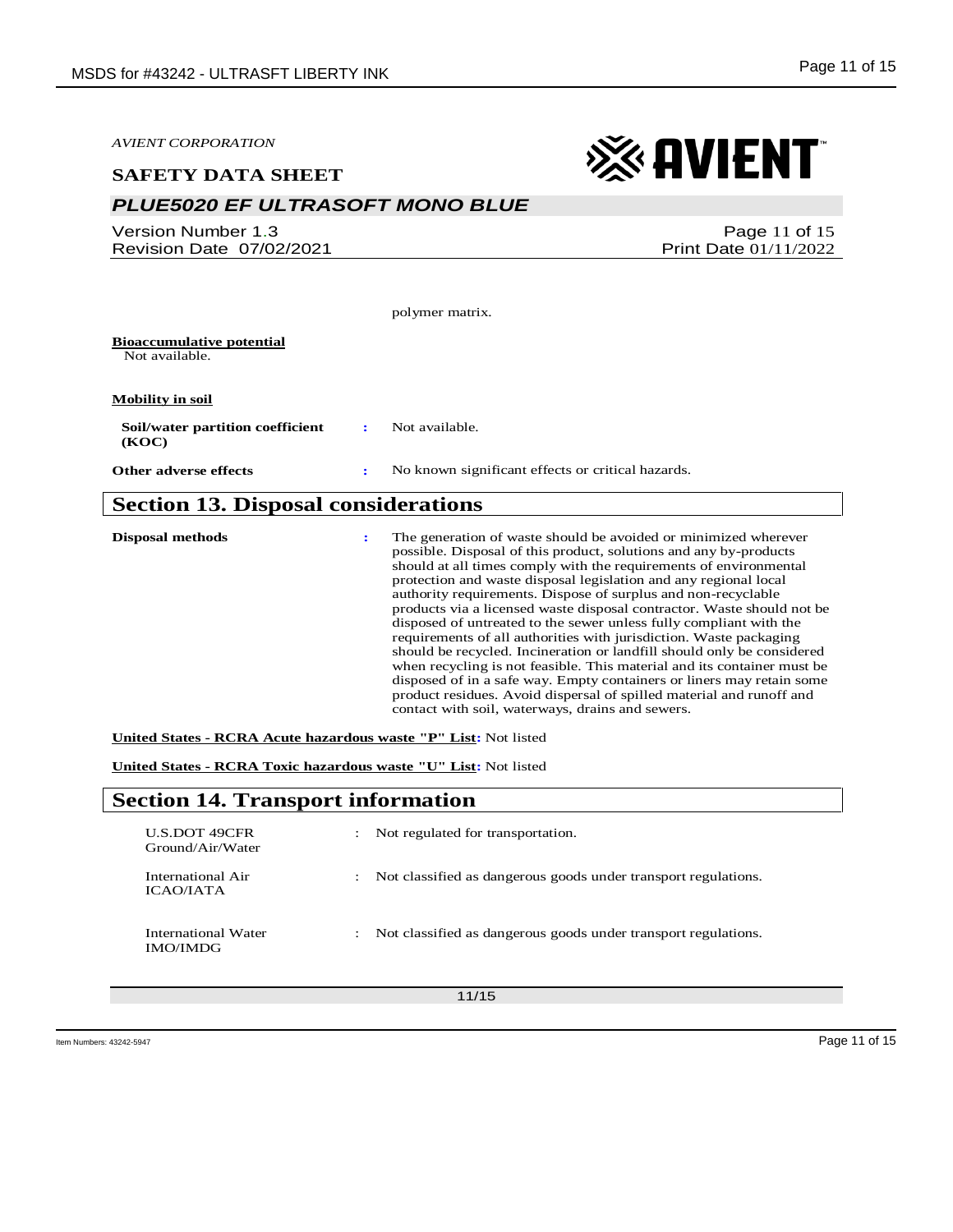polymer matrix.

**Bioaccumulative potential**

Not available.

**Mobility in soil**

| | | |
|---|---|---|
| **Soil/water partition coefficient (KOC)** | : | Not available. |
| **Other adverse effects** | : | No known significant effects or critical hazards. |

## Section 13. Disposal considerations

**Disposal methods** : The generation of waste should be avoided or minimized wherever possible. Disposal of this product, solutions and any by-products should at all times comply with the requirements of environmental protection and waste disposal legislation and any regional local authority requirements. Dispose of surplus and non-recyclable products via a licensed waste disposal contractor. Waste should not be disposed of untreated to the sewer unless fully compliant with the requirements of all authorities with jurisdiction. Waste packaging should be recycled. Incineration or landfill should only be considered when recycling is not feasible. This material and its container must be disposed of in a safe way. Empty containers or liners may retain some product residues. Avoid dispersal of spilled material and runoff and contact with soil, waterways, drains and sewers.

**United States - RCRA Acute hazardous waste "P" List:** Not listed

**United States - RCRA Toxic hazardous waste "U" List:** Not listed

## Section 14. Transport information

| | | |
|---|---|---|
| U.S.DOT 49CFR Ground/Air/Water | : | Not regulated for transportation. |
| International Air ICAO/IATA | : | Not classified as dangerous goods under transport regulations. |
| International Water IMO/IMDG | : | Not classified as dangerous goods under transport regulations. |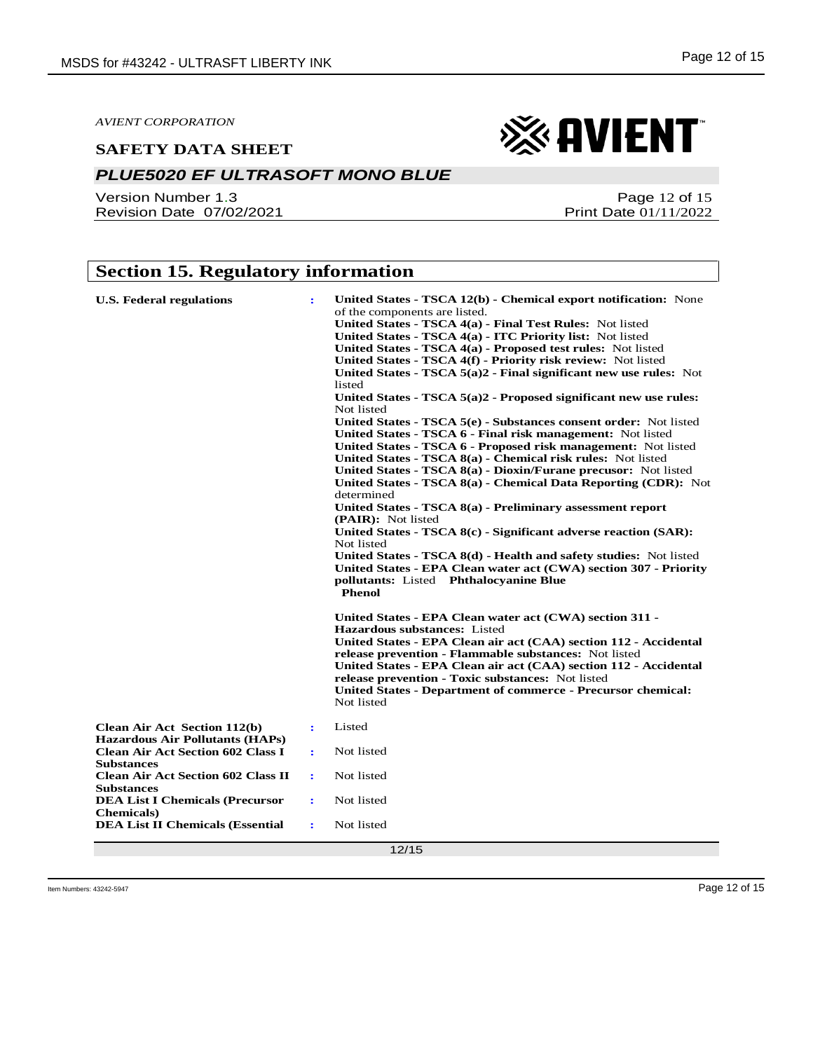*AVIENT CORPORATION*

**SAFETY DATA SHEET**

## *PLUE5020 EF ULTRASOFT MONO BLUE*

Version Number 1.3
Revision Date 07/02/2021

Print Date 01/11/2022

## Section 15. Regulatory information

**U.S. Federal regulations** :

**United States - TSCA 12(b) - Chemical export notification:** None of the components are listed.
**United States - TSCA 4(a) - Final Test Rules:** Not listed
**United States - TSCA 4(a) - ITC Priority list:** Not listed
**United States - TSCA 4(a) - Proposed test rules:** Not listed
**United States - TSCA 4(f) - Priority risk review:** Not listed
**United States - TSCA 5(a)2 - Final significant new use rules:** Not listed
**United States - TSCA 5(a)2 - Proposed significant new use rules:** Not listed
**United States - TSCA 5(e) - Substances consent order:** Not listed
**United States - TSCA 6 - Final risk management:** Not listed
**United States - TSCA 6 - Proposed risk management:** Not listed
**United States - TSCA 8(a) - Chemical risk rules:** Not listed
**United States - TSCA 8(a) - Dioxin/Furane precusor:** Not listed
**United States - TSCA 8(a) - Chemical Data Reporting (CDR):** Not determined
**United States - TSCA 8(a) - Preliminary assessment report (PAIR):** Not listed
**United States - TSCA 8(c) - Significant adverse reaction (SAR):** Not listed
**United States - TSCA 8(d) - Health and safety studies:** Not listed
**United States - EPA Clean water act (CWA) section 307 - Priority pollutants:** Listed **Phthalocyanine Blue**
**Phenol**

**United States - EPA Clean water act (CWA) section 311 - Hazardous substances:** Listed
**United States - EPA Clean air act (CAA) section 112 - Accidental release prevention - Flammable substances:** Not listed
**United States - EPA Clean air act (CAA) section 112 - Accidental release prevention - Toxic substances:** Not listed
**United States - Department of commerce - Precursor chemical:** Not listed

**Clean Air Act Section 112(b) Hazardous Air Pollutants (HAPs)** : Listed

**Clean Air Act Section 602 Class I Substances** : Not listed

**Clean Air Act Section 602 Class II Substances** : Not listed

**DEA List I Chemicals (Precursor Chemicals)** : Not listed

**DEA List II Chemicals (Essential** : Not listed

Item Numbers: 43242-5947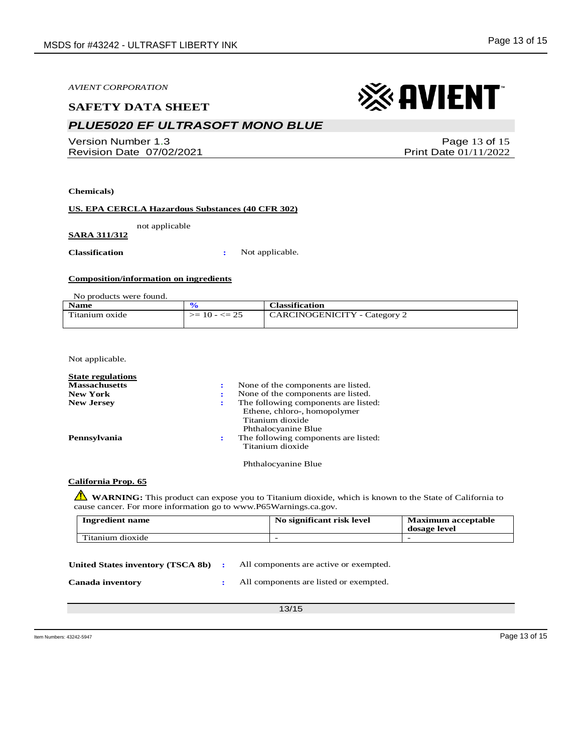**Chemicals)**

**US. EPA CERCLA Hazardous Substances (40 CFR 302)**

not applicable

**SARA 311/312**

**Classification** : Not applicable.

**Composition/information on ingredients**

No products were found.

| Name | % | Classification |
|---|---|---|
| Titanium oxide | >= 10 - <= 25 | CARCINOGENICITY - Category 2 |

Not applicable.

**State regulations**

**Massachusetts** : None of the components are listed.

**New York** : None of the components are listed.

**New Jersey** : The following components are listed:
Ethene, chloro-, homopolymer
Titanium dioxide
Phthalocyanine Blue

**Pennsylvania** : The following components are listed:
Titanium dioxide

Phthalocyanine Blue

**California Prop. 65**

⚠ **WARNING:** This product can expose you to Titanium dioxide, which is known to the State of California to cause cancer. For more information go to www.P65Warnings.ca.gov.

| Ingredient name | No significant risk level | Maximum acceptable dosage level |
|---|---|---|
| Titanium dioxide | - | - |

**United States inventory (TSCA 8b)** : All components are active or exempted.

**Canada inventory** : All components are listed or exempted.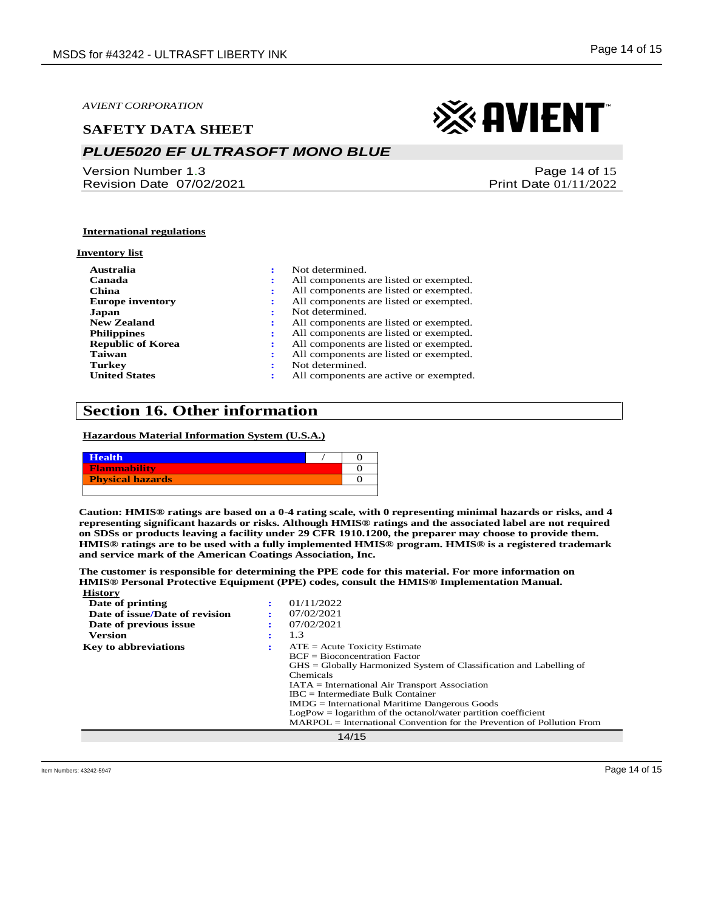AVIENT CORPORATION

**SAFETY DATA SHEET**

***PLUE5020 EF ULTRASOFT MONO BLUE***

Version Number 1.3
Revision Date 07/02/2021

Print Date 01/11/2022

**International regulations**

**Inventory list**

| | | |
|---|---|---|
| **Australia** | : | Not determined. |
| **Canada** | : | All components are listed or exempted. |
| **China** | : | All components are listed or exempted. |
| **Europe inventory** | : | All components are listed or exempted. |
| **Japan** | : | Not determined. |
| **New Zealand** | : | All components are listed or exempted. |
| **Philippines** | : | All components are listed or exempted. |
| **Republic of Korea** | : | All components are listed or exempted. |
| **Taiwan** | : | All components are listed or exempted. |
| **Turkey** | : | Not determined. |
| **United States** | : | All components are active or exempted. |

## Section 16. Other information

**Hazardous Material Information System (U.S.A.)**

| | | |
|---|---|---|
| **Health** | / | 0 |
| **Flammability** | | 0 |
| **Physical hazards** | | 0 |
| | | |

**Caution: HMIS® ratings are based on a 0-4 rating scale, with 0 representing minimal hazards or risks, and 4 representing significant hazards or risks. Although HMIS® ratings and the associated label are not required on SDSs or products leaving a facility under 29 CFR 1910.1200, the preparer may choose to provide them. HMIS® ratings are to be used with a fully implemented HMIS® program. HMIS® is a registered trademark and service mark of the American Coatings Association, Inc.**

**The customer is responsible for determining the PPE code for this material. For more information on HMIS® Personal Protective Equipment (PPE) codes, consult the HMIS® Implementation Manual.**

**History**

| | | |
|---|---|---|
| **Date of printing** | : | 01/11/2022 |
| **Date of issue/Date of revision** | : | 07/02/2021 |
| **Date of previous issue** | : | 07/02/2021 |
| **Version** | : | 1.3 |
| **Key to abbreviations** | : | ATE = Acute Toxicity Estimate<br>BCF = Bioconcentration Factor<br>GHS = Globally Harmonized System of Classification and Labelling of Chemicals<br>IATA = International Air Transport Association<br>IBC = Intermediate Bulk Container<br>IMDG = International Maritime Dangerous Goods<br>LogPow = logarithm of the octanol/water partition coefficient<br>MARPOL = International Convention for the Prevention of Pollution From |

Item Numbers: 43242-5947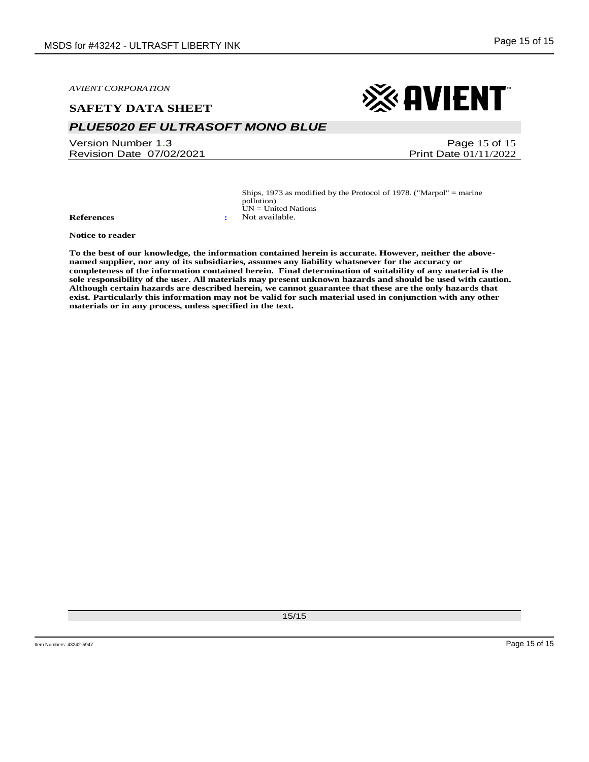Ships, 1973 as modified by the Protocol of 1978. ("Marpol" = marine pollution)
UN = United Nations

**References** : Not available.

**Notice to reader**

**To the best of our knowledge, the information contained herein is accurate. However, neither the above-named supplier, nor any of its subsidiaries, assumes any liability whatsoever for the accuracy or completeness of the information contained herein. Final determination of suitability of any material is the sole responsibility of the user. All materials may present unknown hazards and should be used with caution. Although certain hazards are described herein, we cannot guarantee that these are the only hazards that exist. Particularly this information may not be valid for such material used in conjunction with any other materials or in any process, unless specified in the text.**